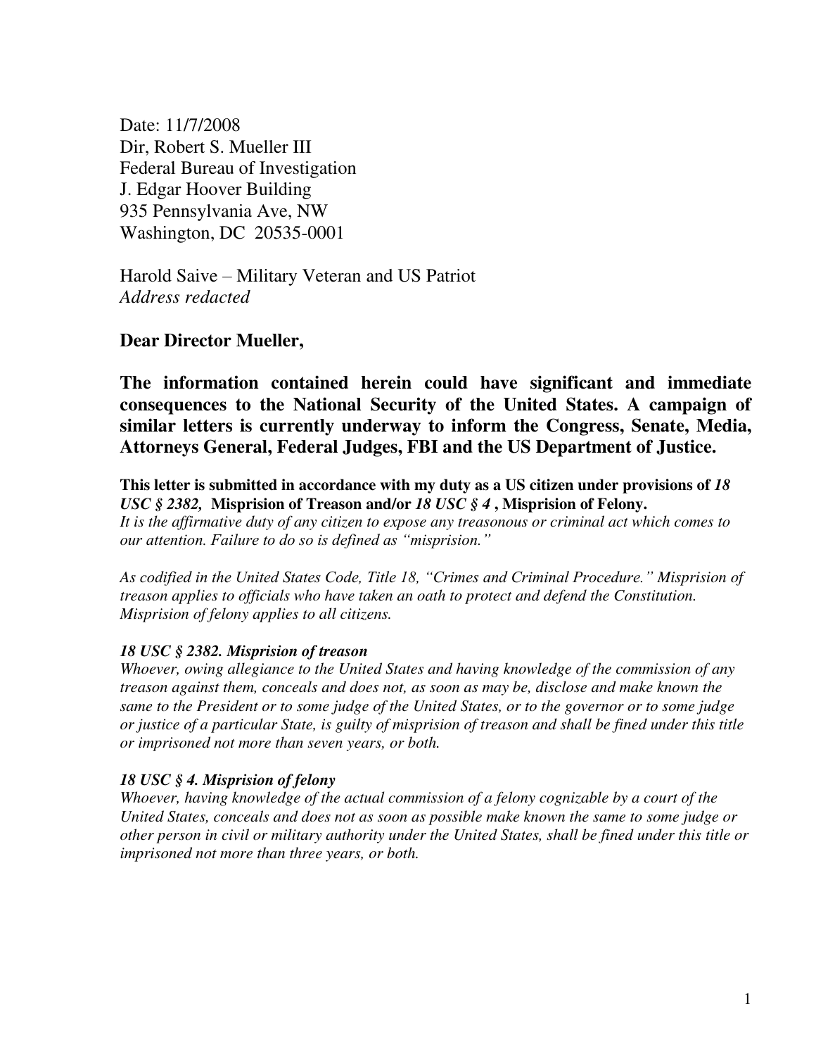Date: 11/7/2008
Dir, Robert S. Mueller III
Federal Bureau of Investigation
J. Edgar Hoover Building
935 Pennsylvania Ave, NW
Washington, DC 20535-0001

Harold Saive – Military Veteran and US Patriot
*Address redacted*

**Dear Director Mueller,**

**The information contained herein could have significant and immediate consequences to the National Security of the United States. A campaign of similar letters is currently underway to inform the Congress, Senate, Media, Attorneys General, Federal Judges, FBI and the US Department of Justice.**

**This letter is submitted in accordance with my duty as a US citizen under provisions of *18 USC § 2382,* Misprision of Treason and/or *18 USC § 4* , Misprision of Felony.**
*It is the affirmative duty of any citizen to expose any treasonous or criminal act which comes to our attention. Failure to do so is defined as "misprision."*

*As codified in the United States Code, Title 18, "Crimes and Criminal Procedure." Misprision of treason applies to officials who have taken an oath to protect and defend the Constitution. Misprision of felony applies to all citizens.*

***18 USC § 2382. Misprision of treason***
*Whoever, owing allegiance to the United States and having knowledge of the commission of any treason against them, conceals and does not, as soon as may be, disclose and make known the same to the President or to some judge of the United States, or to the governor or to some judge or justice of a particular State, is guilty of misprision of treason and shall be fined under this title or imprisoned not more than seven years, or both.*

***18 USC § 4. Misprision of felony***
*Whoever, having knowledge of the actual commission of a felony cognizable by a court of the United States, conceals and does not as soon as possible make known the same to some judge or other person in civil or military authority under the United States, shall be fined under this title or imprisoned not more than three years, or both.*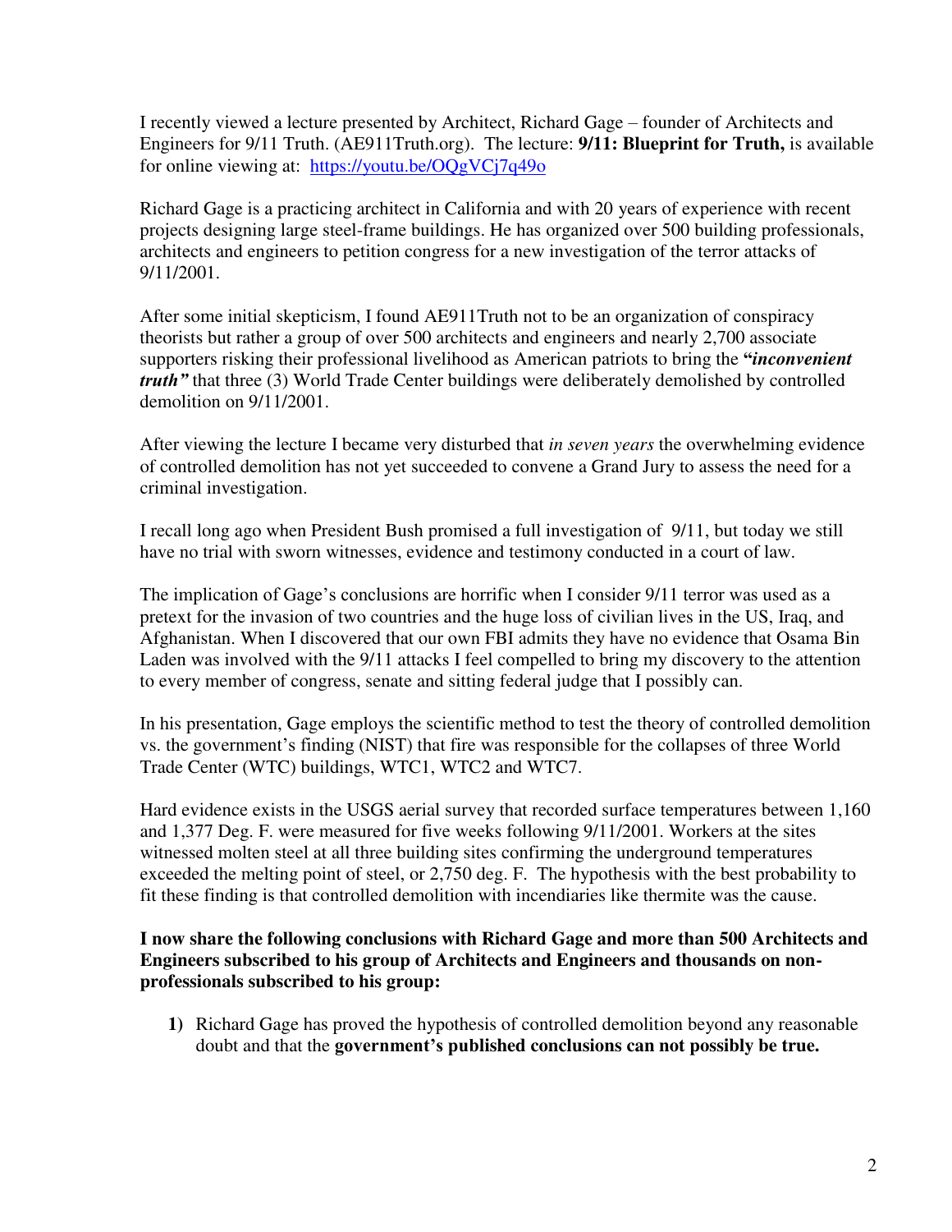I recently viewed a lecture presented by Architect, Richard Gage – founder of Architects and Engineers for 9/11 Truth. (AE911Truth.org). The lecture: **9/11: Blueprint for Truth,** is available for online viewing at: [https://youtu.be/OQgVCj7q49o](https://youtu.be/OQgVCj7q49o)

Richard Gage is a practicing architect in California and with 20 years of experience with recent projects designing large steel-frame buildings. He has organized over 500 building professionals, architects and engineers to petition congress for a new investigation of the terror attacks of 9/11/2001.

After some initial skepticism, I found AE911Truth not to be an organization of conspiracy theorists but rather a group of over 500 architects and engineers and nearly 2,700 associate supporters risking their professional livelihood as American patriots to bring the **"*inconvenient truth"*** that three (3) World Trade Center buildings were deliberately demolished by controlled demolition on 9/11/2001.

After viewing the lecture I became very disturbed that *in seven years* the overwhelming evidence of controlled demolition has not yet succeeded to convene a Grand Jury to assess the need for a criminal investigation.

I recall long ago when President Bush promised a full investigation of 9/11, but today we still have no trial with sworn witnesses, evidence and testimony conducted in a court of law.

The implication of Gage's conclusions are horrific when I consider 9/11 terror was used as a pretext for the invasion of two countries and the huge loss of civilian lives in the US, Iraq, and Afghanistan. When I discovered that our own FBI admits they have no evidence that Osama Bin Laden was involved with the 9/11 attacks I feel compelled to bring my discovery to the attention to every member of congress, senate and sitting federal judge that I possibly can.

In his presentation, Gage employs the scientific method to test the theory of controlled demolition vs. the government's finding (NIST) that fire was responsible for the collapses of three World Trade Center (WTC) buildings, WTC1, WTC2 and WTC7.

Hard evidence exists in the USGS aerial survey that recorded surface temperatures between 1,160 and 1,377 Deg. F. were measured for five weeks following 9/11/2001. Workers at the sites witnessed molten steel at all three building sites confirming the underground temperatures exceeded the melting point of steel, or 2,750 deg. F. The hypothesis with the best probability to fit these finding is that controlled demolition with incendiaries like thermite was the cause.

**I now share the following conclusions with Richard Gage and more than 500 Architects and Engineers subscribed to his group of Architects and Engineers and thousands on non-professionals subscribed to his group:**

1) Richard Gage has proved the hypothesis of controlled demolition beyond any reasonable doubt and that the **government's published conclusions can not possibly be true.**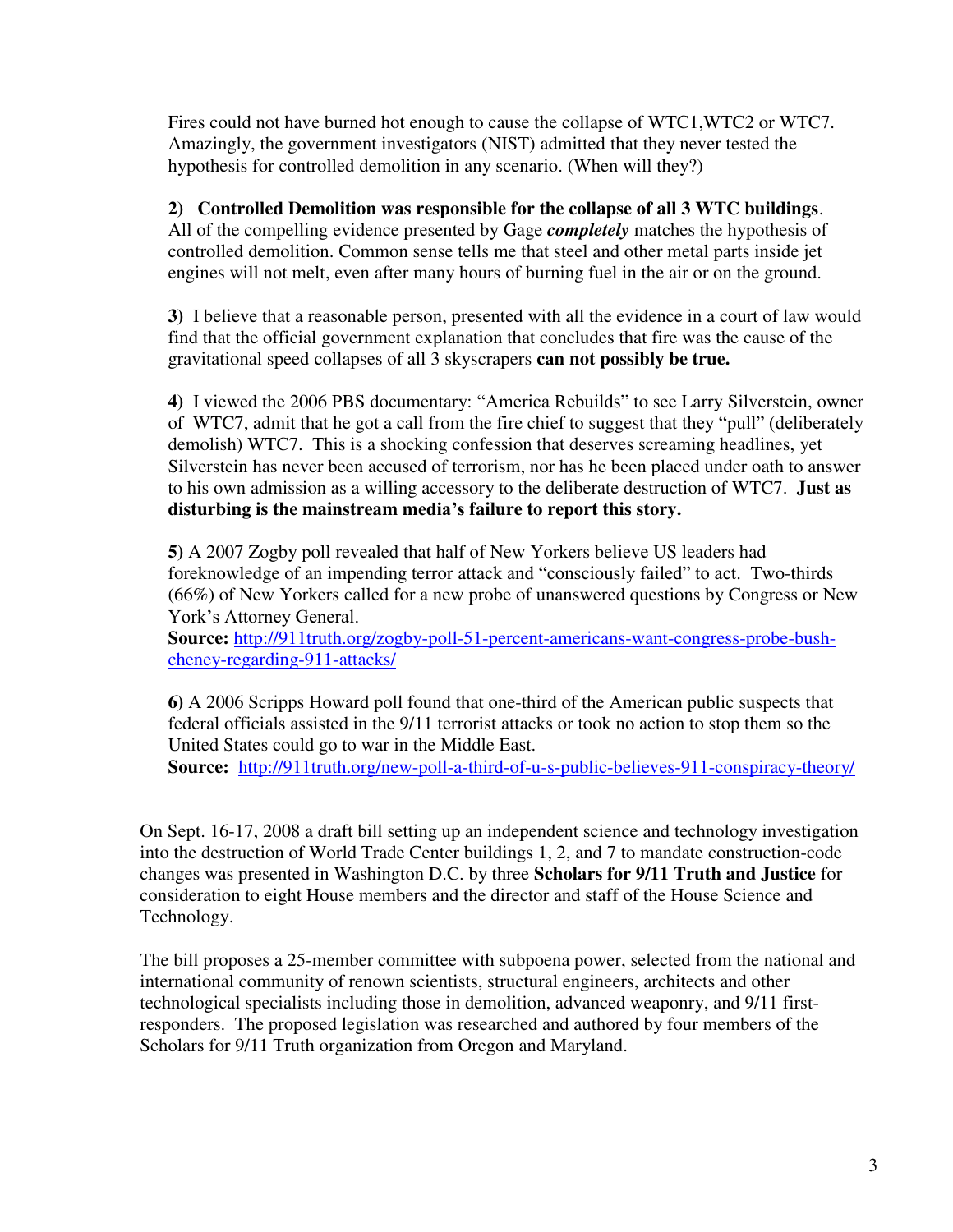Fires could not have burned hot enough to cause the collapse of WTC1,WTC2 or WTC7. Amazingly, the government investigators (NIST) admitted that they never tested the hypothesis for controlled demolition in any scenario. (When will they?)

**2) Controlled Demolition was responsible for the collapse of all 3 WTC buildings**. All of the compelling evidence presented by Gage ***completely*** matches the hypothesis of controlled demolition. Common sense tells me that steel and other metal parts inside jet engines will not melt, even after many hours of burning fuel in the air or on the ground.

**3)** I believe that a reasonable person, presented with all the evidence in a court of law would find that the official government explanation that concludes that fire was the cause of the gravitational speed collapses of all 3 skyscrapers **can not possibly be true.**

**4)** I viewed the 2006 PBS documentary: "America Rebuilds" to see Larry Silverstein, owner of WTC7, admit that he got a call from the fire chief to suggest that they "pull" (deliberately demolish) WTC7. This is a shocking confession that deserves screaming headlines, yet Silverstein has never been accused of terrorism, nor has he been placed under oath to answer to his own admission as a willing accessory to the deliberate destruction of WTC7. **Just as disturbing is the mainstream media's failure to report this story.**

**5)** A 2007 Zogby poll revealed that half of New Yorkers believe US leaders had foreknowledge of an impending terror attack and "consciously failed" to act. Two-thirds (66%) of New Yorkers called for a new probe of unanswered questions by Congress or New York's Attorney General.
**Source:** [http://911truth.org/zogby-poll-51-percent-americans-want-congress-probe-bush-cheney-regarding-911-attacks/](http://911truth.org/zogby-poll-51-percent-americans-want-congress-probe-bush-cheney-regarding-911-attacks/)

**6)** A 2006 Scripps Howard poll found that one-third of the American public suspects that federal officials assisted in the 9/11 terrorist attacks or took no action to stop them so the United States could go to war in the Middle East.
**Source:** [http://911truth.org/new-poll-a-third-of-u-s-public-believes-911-conspiracy-theory/](http://911truth.org/new-poll-a-third-of-u-s-public-believes-911-conspiracy-theory/)

On Sept. 16-17, 2008 a draft bill setting up an independent science and technology investigation into the destruction of World Trade Center buildings 1, 2, and 7 to mandate construction-code changes was presented in Washington D.C. by three **Scholars for 9/11 Truth and Justice** for consideration to eight House members and the director and staff of the House Science and Technology.

The bill proposes a 25-member committee with subpoena power, selected from the national and international community of renown scientists, structural engineers, architects and other technological specialists including those in demolition, advanced weaponry, and 9/11 first-responders. The proposed legislation was researched and authored by four members of the Scholars for 9/11 Truth organization from Oregon and Maryland.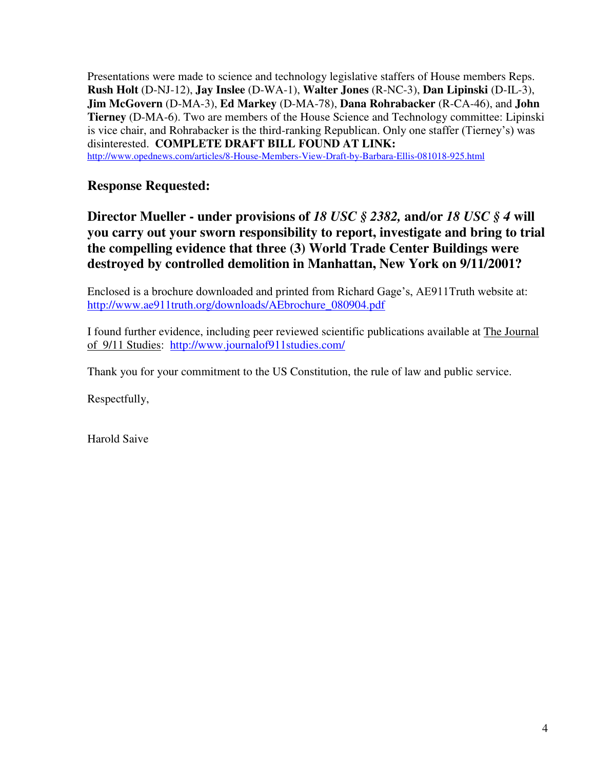Presentations were made to science and technology legislative staffers of House members Reps. **Rush Holt** (D-NJ-12), **Jay Inslee** (D-WA-1), **Walter Jones** (R-NC-3), **Dan Lipinski** (D-IL-3), **Jim McGovern** (D-MA-3), **Ed Markey** (D-MA-78), **Dana Rohrabacker** (R-CA-46), and **John Tierney** (D-MA-6). Two are members of the House Science and Technology committee: Lipinski is vice chair, and Rohrabacker is the third-ranking Republican. Only one staffer (Tierney's) was disinterested. **COMPLETE DRAFT BILL FOUND AT LINK:** http://www.opednews.com/articles/8-House-Members-View-Draft-by-Barbara-Ellis-081018-925.html

## Response Requested:

### Director Mueller - under provisions of *18 USC § 2382,* and/or *18 USC § 4* will you carry out your sworn responsibility to report, investigate and bring to trial the compelling evidence that three (3) World Trade Center Buildings were destroyed by controlled demolition in Manhattan, New York on 9/11/2001?

Enclosed is a brochure downloaded and printed from Richard Gage's, AE911Truth website at: http://www.ae911truth.org/downloads/AEbrochure_080904.pdf

I found further evidence, including peer reviewed scientific publications available at The Journal of 9/11 Studies: http://www.journalof911studies.com/

Thank you for your commitment to the US Constitution, the rule of law and public service.

Respectfully,

Harold Saive